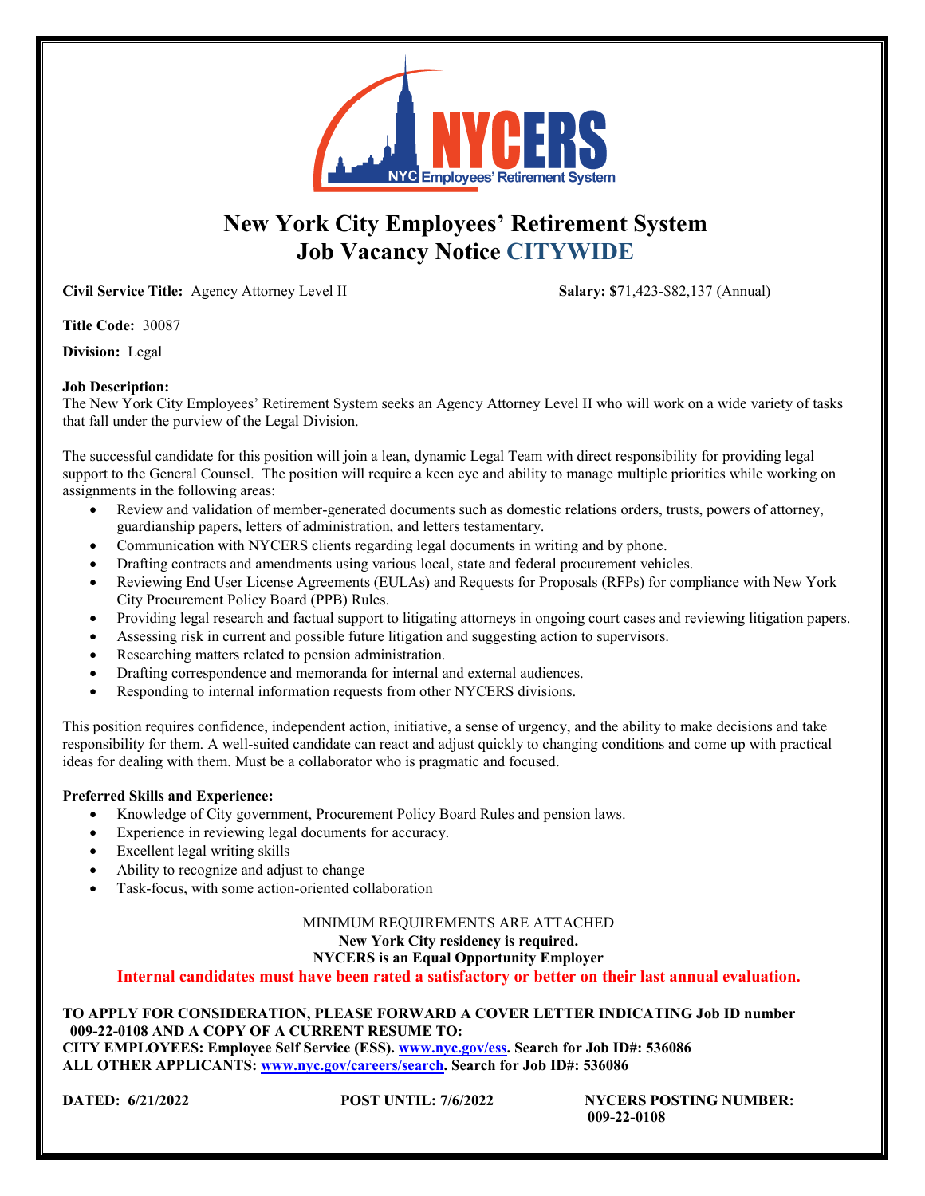# New York City Employees' Retirement System
## Job Vacancy Notice CITYWIDE

**Civil Service Title:** Agency Attorney Level II **Salary:** $71,423-$82,137 (Annual)

**Title Code:** 30087

**Division:** Legal

**Job Description:**
The New York City Employees' Retirement System seeks an Agency Attorney Level II who will work on a wide variety of tasks that fall under the purview of the Legal Division.

The successful candidate for this position will join a lean, dynamic Legal Team with direct responsibility for providing legal support to the General Counsel. The position will require a keen eye and ability to manage multiple priorities while working on assignments in the following areas:

- Review and validation of member-generated documents such as domestic relations orders, trusts, powers of attorney, guardianship papers, letters of administration, and letters testamentary.
- Communication with NYCERS clients regarding legal documents in writing and by phone.
- Drafting contracts and amendments using various local, state and federal procurement vehicles.
- Reviewing End User License Agreements (EULAs) and Requests for Proposals (RFPs) for compliance with New York City Procurement Policy Board (PPB) Rules.
- Providing legal research and factual support to litigating attorneys in ongoing court cases and reviewing litigation papers.
- Assessing risk in current and possible future litigation and suggesting action to supervisors.
- Researching matters related to pension administration.
- Drafting correspondence and memoranda for internal and external audiences.
- Responding to internal information requests from other NYCERS divisions.

This position requires confidence, independent action, initiative, a sense of urgency, and the ability to make decisions and take responsibility for them. A well-suited candidate can react and adjust quickly to changing conditions and come up with practical ideas for dealing with them. Must be a collaborator who is pragmatic and focused.

**Preferred Skills and Experience:**

- Knowledge of City government, Procurement Policy Board Rules and pension laws.
- Experience in reviewing legal documents for accuracy.
- Excellent legal writing skills
- Ability to recognize and adjust to change
- Task-focus, with some action-oriented collaboration

MINIMUM REQUIREMENTS ARE ATTACHED

**New York City residency is required.**

**NYCERS is an Equal Opportunity Employer**

**Internal candidates must have been rated a satisfactory or better on their last annual evaluation.**

**TO APPLY FOR CONSIDERATION, PLEASE FORWARD A COVER LETTER INDICATING Job ID number 009-22-0108 AND A COPY OF A CURRENT RESUME TO:**
**CITY EMPLOYEES: Employee Self Service (ESS). www.nyc.gov/ess. Search for Job ID#: 536086**
**ALL OTHER APPLICANTS: www.nyc.gov/careers/search. Search for Job ID#: 536086**

**DATED: 6/21/2022** **POST UNTIL: 7/6/2022** **NYCERS POSTING NUMBER: 009-22-0108**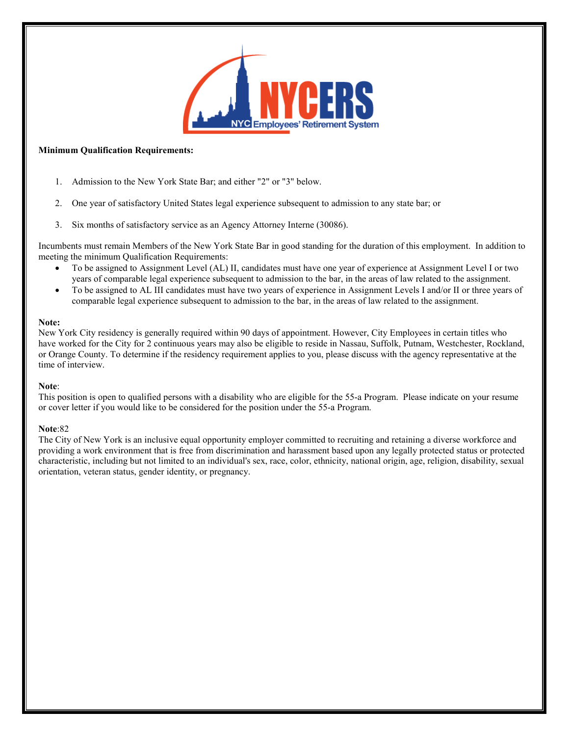**Minimum Qualification Requirements:**

1. Admission to the New York State Bar; and either "2" or "3" below.
2. One year of satisfactory United States legal experience subsequent to admission to any state bar; or
3. Six months of satisfactory service as an Agency Attorney Interne (30086).

Incumbents must remain Members of the New York State Bar in good standing for the duration of this employment. In addition to meeting the minimum Qualification Requirements:

- To be assigned to Assignment Level (AL) II, candidates must have one year of experience at Assignment Level I or two years of comparable legal experience subsequent to admission to the bar, in the areas of law related to the assignment.
- To be assigned to AL III candidates must have two years of experience in Assignment Levels I and/or II or three years of comparable legal experience subsequent to admission to the bar, in the areas of law related to the assignment.

**Note:**
New York City residency is generally required within 90 days of appointment. However, City Employees in certain titles who have worked for the City for 2 continuous years may also be eligible to reside in Nassau, Suffolk, Putnam, Westchester, Rockland, or Orange County. To determine if the residency requirement applies to you, please discuss with the agency representative at the time of interview.

**Note**:
This position is open to qualified persons with a disability who are eligible for the 55-a Program. Please indicate on your resume or cover letter if you would like to be considered for the position under the 55-a Program.

**Note**:82
The City of New York is an inclusive equal opportunity employer committed to recruiting and retaining a diverse workforce and providing a work environment that is free from discrimination and harassment based upon any legally protected status or protected characteristic, including but not limited to an individual's sex, race, color, ethnicity, national origin, age, religion, disability, sexual orientation, veteran status, gender identity, or pregnancy.